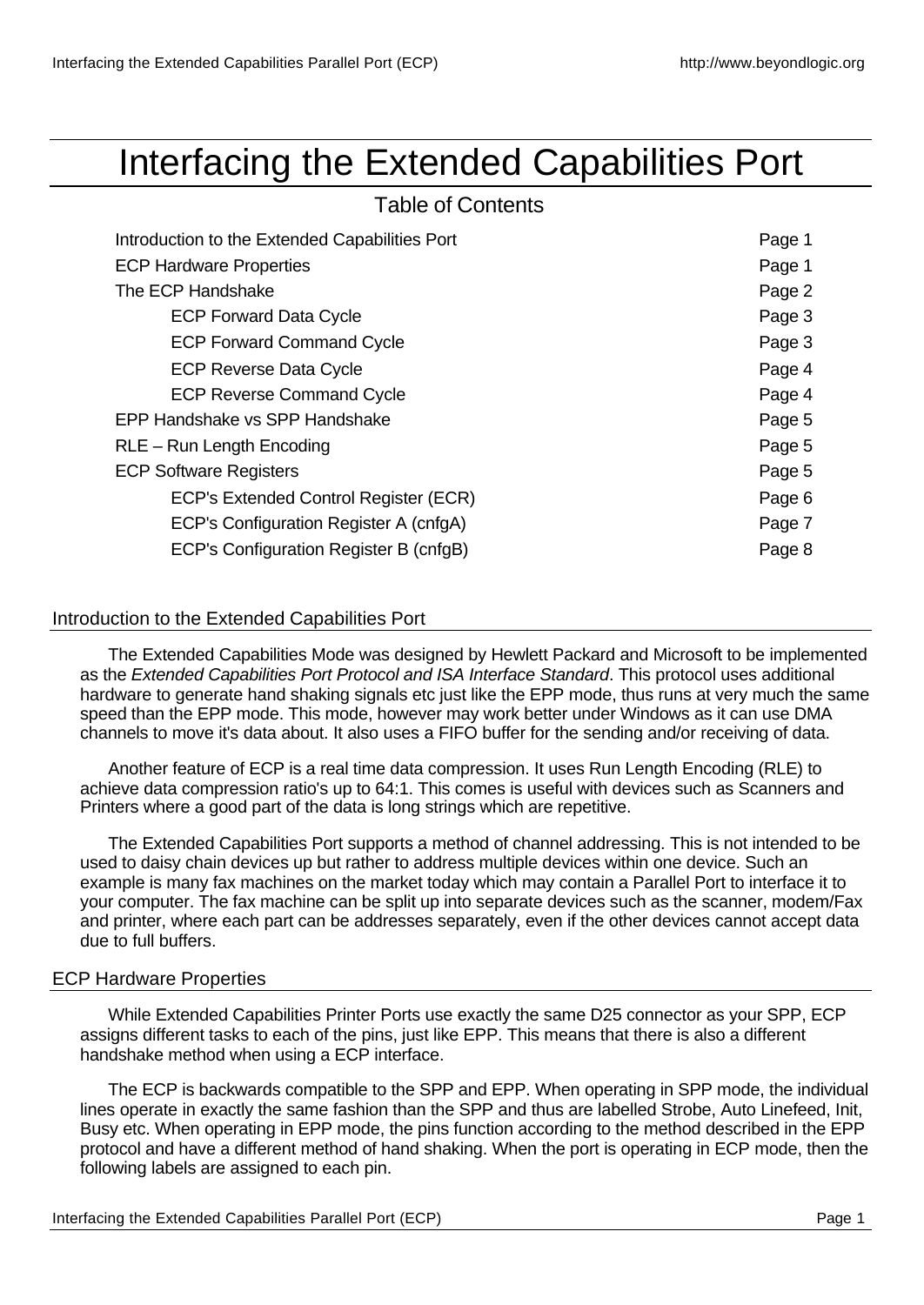# Interfacing the Extended Capabilities Port

## Table of Contents

| | |
|---|---|
| Introduction to the Extended Capabilities Port | Page 1 |
| ECP Hardware Properties | Page 1 |
| The ECP Handshake | Page 2 |
| ECP Forward Data Cycle | Page 3 |
| ECP Forward Command Cycle | Page 3 |
| ECP Reverse Data Cycle | Page 4 |
| ECP Reverse Command Cycle | Page 4 |
| EPP Handshake vs SPP Handshake | Page 5 |
| RLE – Run Length Encoding | Page 5 |
| ECP Software Registers | Page 5 |
| ECP's Extended Control Register (ECR) | Page 6 |
| ECP's Configuration Register A (cnfgA) | Page 7 |
| ECP's Configuration Register B (cnfgB) | Page 8 |

## Introduction to the Extended Capabilities Port

The Extended Capabilities Mode was designed by Hewlett Packard and Microsoft to be implemented as the *Extended Capabilities Port Protocol and ISA Interface Standard*. This protocol uses additional hardware to generate hand shaking signals etc just like the EPP mode, thus runs at very much the same speed than the EPP mode. This mode, however may work better under Windows as it can use DMA channels to move it's data about. It also uses a FIFO buffer for the sending and/or receiving of data.

Another feature of ECP is a real time data compression. It uses Run Length Encoding (RLE) to achieve data compression ratio's up to 64:1. This comes is useful with devices such as Scanners and Printers where a good part of the data is long strings which are repetitive.

The Extended Capabilities Port supports a method of channel addressing. This is not intended to be used to daisy chain devices up but rather to address multiple devices within one device. Such an example is many fax machines on the market today which may contain a Parallel Port to interface it to your computer. The fax machine can be split up into separate devices such as the scanner, modem/Fax and printer, where each part can be addresses separately, even if the other devices cannot accept data due to full buffers.

## ECP Hardware Properties

While Extended Capabilities Printer Ports use exactly the same D25 connector as your SPP, ECP assigns different tasks to each of the pins, just like EPP. This means that there is also a different handshake method when using a ECP interface.

The ECP is backwards compatible to the SPP and EPP. When operating in SPP mode, the individual lines operate in exactly the same fashion than the SPP and thus are labelled Strobe, Auto Linefeed, Init, Busy etc. When operating in EPP mode, the pins function according to the method described in the EPP protocol and have a different method of hand shaking. When the port is operating in ECP mode, then the following labels are assigned to each pin.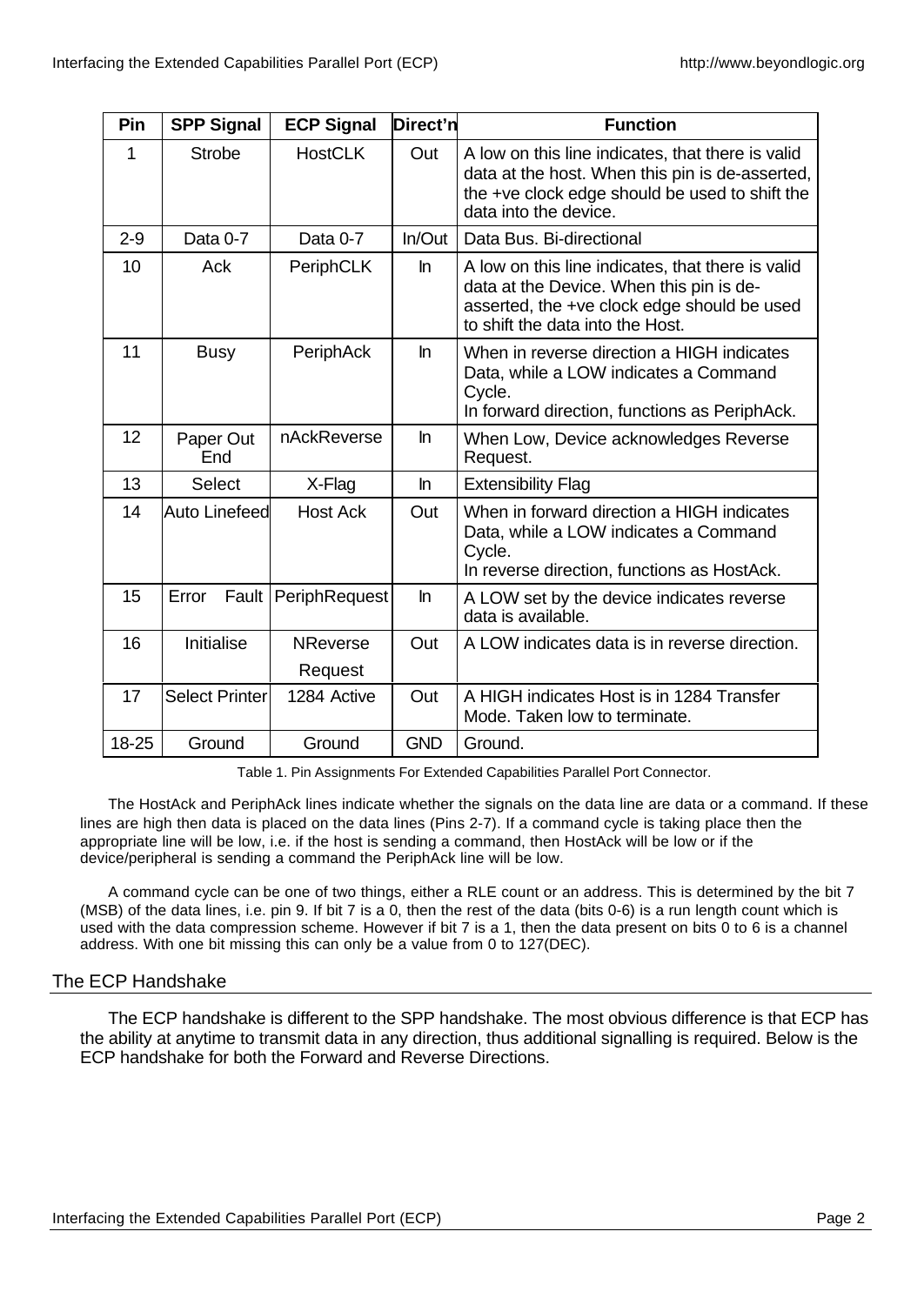| Pin | SPP Signal | ECP Signal | Direct'n | Function |
|---|---|---|---|---|
| 1 | Strobe | HostCLK | Out | A low on this line indicates, that there is valid data at the host. When this pin is de-asserted, the +ve clock edge should be used to shift the data into the device. |
| 2-9 | Data 0-7 | Data 0-7 | In/Out | Data Bus. Bi-directional |
| 10 | Ack | PeriphCLK | In | A low on this line indicates, that there is valid data at the Device. When this pin is de-asserted, the +ve clock edge should be used to shift the data into the Host. |
| 11 | Busy | PeriphAck | In | When in reverse direction a HIGH indicates Data, while a LOW indicates a Command Cycle. In forward direction, functions as PeriphAck. |
| 12 | Paper Out End | nAckReverse | In | When Low, Device acknowledges Reverse Request. |
| 13 | Select | X-Flag | In | Extensibility Flag |
| 14 | Auto Linefeed | Host Ack | Out | When in forward direction a HIGH indicates Data, while a LOW indicates a Command Cycle. In reverse direction, functions as HostAck. |
| 15 | Error Fault | PeriphRequest | In | A LOW set by the device indicates reverse data is available. |
| 16 | Initialise | NReverse Request | Out | A LOW indicates data is in reverse direction. |
| 17 | Select Printer | 1284 Active | Out | A HIGH indicates Host is in 1284 Transfer Mode. Taken low to terminate. |
| 18-25 | Ground | Ground | GND | Ground. |

Table 1. Pin Assignments For Extended Capabilities Parallel Port Connector.

The HostAck and PeriphAck lines indicate whether the signals on the data line are data or a command. If these lines are high then data is placed on the data lines (Pins 2-7). If a command cycle is taking place then the appropriate line will be low, i.e. if the host is sending a command, then HostAck will be low or if the device/peripheral is sending a command the PeriphAck line will be low.

A command cycle can be one of two things, either a RLE count or an address. This is determined by the bit 7 (MSB) of the data lines, i.e. pin 9. If bit 7 is a 0, then the rest of the data (bits 0-6) is a run length count which is used with the data compression scheme. However if bit 7 is a 1, then the data present on bits 0 to 6 is a channel address. With one bit missing this can only be a value from 0 to 127(DEC).

## The ECP Handshake

The ECP handshake is different to the SPP handshake. The most obvious difference is that ECP has the ability at anytime to transmit data in any direction, thus additional signalling is required. Below is the ECP handshake for both the Forward and Reverse Directions.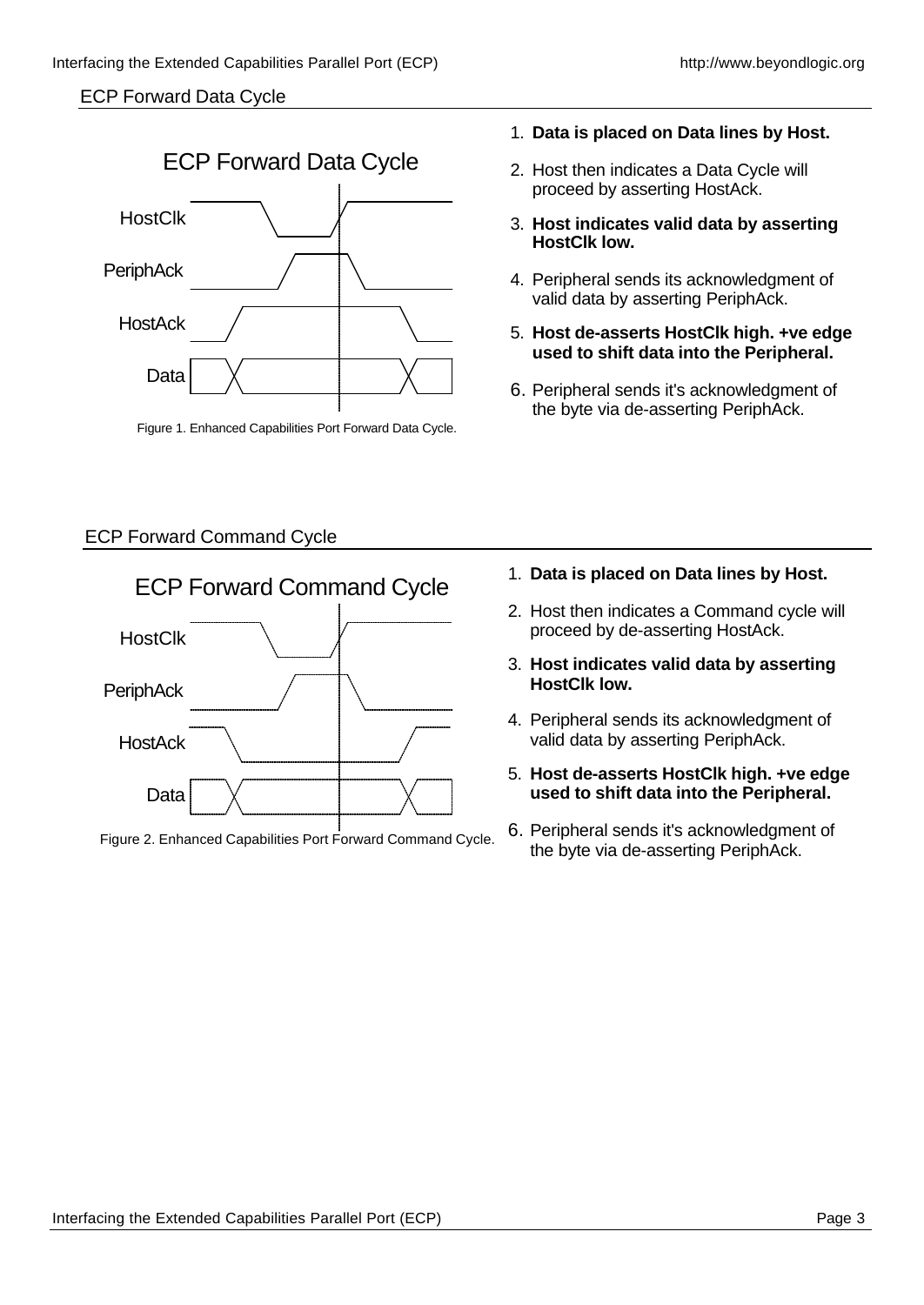## ECP Forward Data Cycle

Figure 1. Enhanced Capabilities Port Forward Data Cycle.

1. **Data is placed on Data lines by Host.**
2. Host then indicates a Data Cycle will proceed by asserting HostAck.
3. **Host indicates valid data by asserting HostClk low.**
4. Peripheral sends its acknowledgment of valid data by asserting PeriphAck.
5. **Host de-asserts HostClk high. +ve edge used to shift data into the Peripheral.**
6. Peripheral sends it's acknowledgment of the byte via de-asserting PeriphAck.

## ECP Forward Command Cycle

Figure 2. Enhanced Capabilities Port Forward Command Cycle.

1. **Data is placed on Data lines by Host.**
2. Host then indicates a Command cycle will proceed by de-asserting HostAck.
3. **Host indicates valid data by asserting HostClk low.**
4. Peripheral sends its acknowledgment of valid data by asserting PeriphAck.
5. **Host de-asserts HostClk high. +ve edge used to shift data into the Peripheral.**
6. Peripheral sends it's acknowledgment of the byte via de-asserting PeriphAck.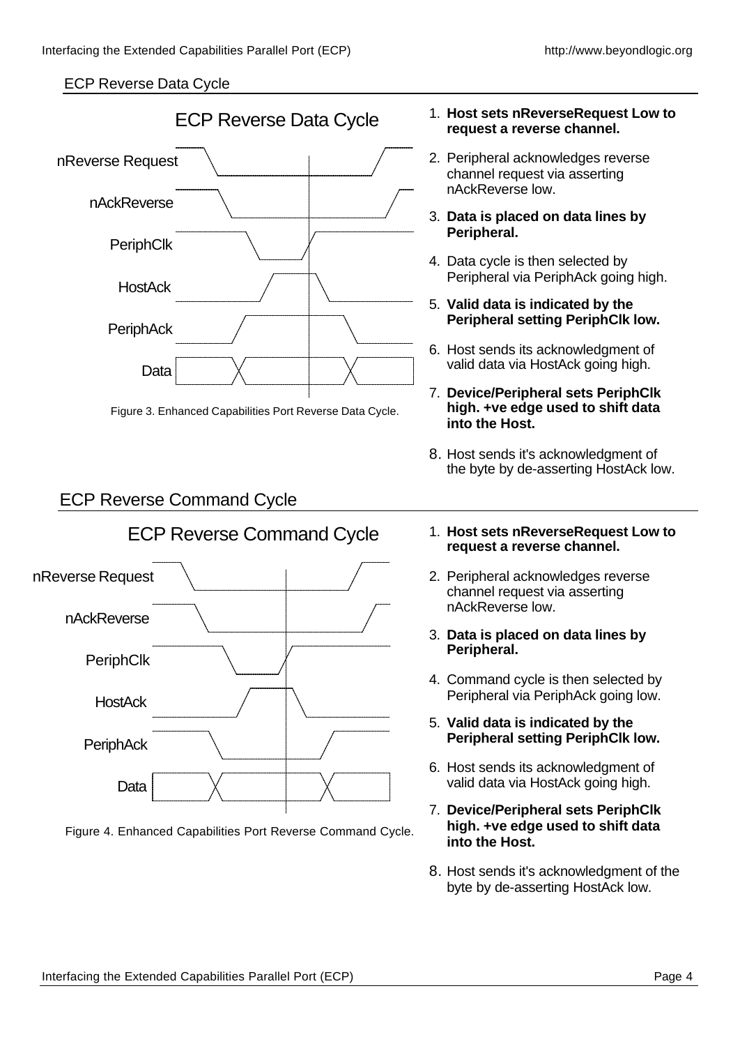## ECP Reverse Data Cycle

Figure 3. Enhanced Capabilities Port Reverse Data Cycle.

1. **Host sets nReverseRequest Low to request a reverse channel.**
2. Peripheral acknowledges reverse channel request via asserting nAckReverse low.
3. **Data is placed on data lines by Peripheral.**
4. Data cycle is then selected by Peripheral via PeriphAck going high.
5. **Valid data is indicated by the Peripheral setting PeriphClk low.**
6. Host sends its acknowledgment of valid data via HostAck going high.
7. **Device/Peripheral sets PeriphClk high. +ve edge used to shift data into the Host.**
8. Host sends it's acknowledgment of the byte by de-asserting HostAck low.

## ECP Reverse Command Cycle

Figure 4. Enhanced Capabilities Port Reverse Command Cycle.

1. **Host sets nReverseRequest Low to request a reverse channel.**
2. Peripheral acknowledges reverse channel request via asserting nAckReverse low.
3. **Data is placed on data lines by Peripheral.**
4. Command cycle is then selected by Peripheral via PeriphAck going low.
5. **Valid data is indicated by the Peripheral setting PeriphClk low.**
6. Host sends its acknowledgment of valid data via HostAck going high.
7. **Device/Peripheral sets PeriphClk high. +ve edge used to shift data into the Host.**
8. Host sends it's acknowledgment of the byte by de-asserting HostAck low.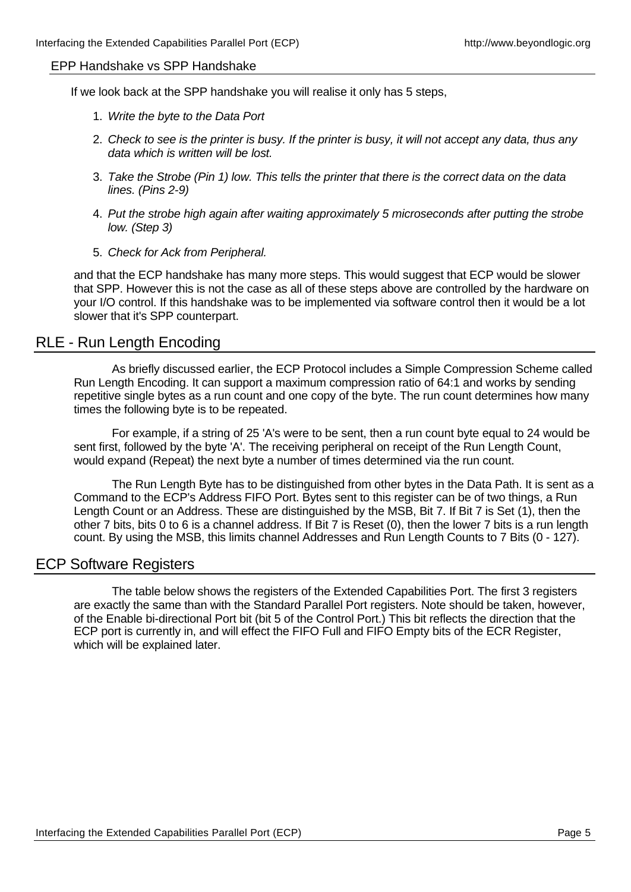### EPP Handshake vs SPP Handshake

If we look back at the SPP handshake you will realise it only has 5 steps,

1. *Write the byte to the Data Port*
2. *Check to see is the printer is busy. If the printer is busy, it will not accept any data, thus any data which is written will be lost.*
3. *Take the Strobe (Pin 1) low. This tells the printer that there is the correct data on the data lines. (Pins 2-9)*
4. *Put the strobe high again after waiting approximately 5 microseconds after putting the strobe low. (Step 3)*
5. *Check for Ack from Peripheral.*

and that the ECP handshake has many more steps. This would suggest that ECP would be slower that SPP. However this is not the case as all of these steps above are controlled by the hardware on your I/O control. If this handshake was to be implemented via software control then it would be a lot slower that it's SPP counterpart.

## RLE - Run Length Encoding

As briefly discussed earlier, the ECP Protocol includes a Simple Compression Scheme called Run Length Encoding. It can support a maximum compression ratio of 64:1 and works by sending repetitive single bytes as a run count and one copy of the byte. The run count determines how many times the following byte is to be repeated.

For example, if a string of 25 'A's were to be sent, then a run count byte equal to 24 would be sent first, followed by the byte 'A'. The receiving peripheral on receipt of the Run Length Count, would expand (Repeat) the next byte a number of times determined via the run count.

The Run Length Byte has to be distinguished from other bytes in the Data Path. It is sent as a Command to the ECP's Address FIFO Port. Bytes sent to this register can be of two things, a Run Length Count or an Address. These are distinguished by the MSB, Bit 7. If Bit 7 is Set (1), then the other 7 bits, bits 0 to 6 is a channel address. If Bit 7 is Reset (0), then the lower 7 bits is a run length count. By using the MSB, this limits channel Addresses and Run Length Counts to 7 Bits (0 - 127).

## ECP Software Registers

The table below shows the registers of the Extended Capabilities Port. The first 3 registers are exactly the same than with the Standard Parallel Port registers. Note should be taken, however, of the Enable bi-directional Port bit (bit 5 of the Control Port.) This bit reflects the direction that the ECP port is currently in, and will effect the FIFO Full and FIFO Empty bits of the ECR Register, which will be explained later.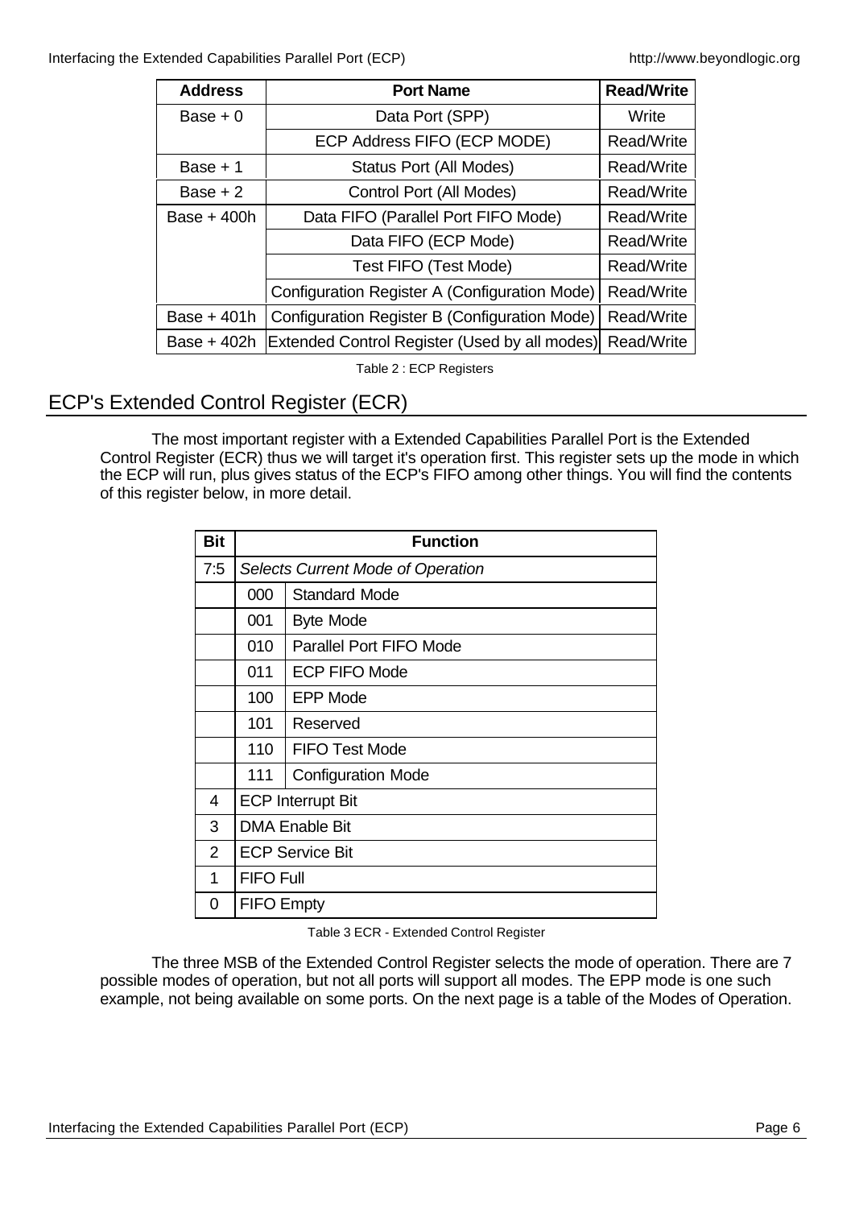| Address | Port Name | Read/Write |
| --- | --- | --- |
| Base + 0 | Data Port (SPP) | Write |
| | ECP Address FIFO (ECP MODE) | Read/Write |
| Base + 1 | Status Port (All Modes) | Read/Write |
| Base + 2 | Control Port (All Modes) | Read/Write |
| Base + 400h | Data FIFO (Parallel Port FIFO Mode) | Read/Write |
| | Data FIFO (ECP Mode) | Read/Write |
| | Test FIFO (Test Mode) | Read/Write |
| | Configuration Register A (Configuration Mode) | Read/Write |
| Base + 401h | Configuration Register B (Configuration Mode) | Read/Write |
| Base + 402h | Extended Control Register (Used by all modes) | Read/Write |

Table 2 : ECP Registers

## ECP's Extended Control Register (ECR)

The most important register with a Extended Capabilities Parallel Port is the Extended Control Register (ECR) thus we will target it's operation first. This register sets up the mode in which the ECP will run, plus gives status of the ECP's FIFO among other things. You will find the contents of this register below, in more detail.

| Bit | Function | |
| --- | --- | --- |
| 7:5 | *Selects Current Mode of Operation* | |
| | 000 | Standard Mode |
| | 001 | Byte Mode |
| | 010 | Parallel Port FIFO Mode |
| | 011 | ECP FIFO Mode |
| | 100 | EPP Mode |
| | 101 | Reserved |
| | 110 | FIFO Test Mode |
| | 111 | Configuration Mode |
| 4 | ECP Interrupt Bit | |
| 3 | DMA Enable Bit | |
| 2 | ECP Service Bit | |
| 1 | FIFO Full | |
| 0 | FIFO Empty | |

Table 3 ECR - Extended Control Register

The three MSB of the Extended Control Register selects the mode of operation. There are 7 possible modes of operation, but not all ports will support all modes. The EPP mode is one such example, not being available on some ports. On the next page is a table of the Modes of Operation.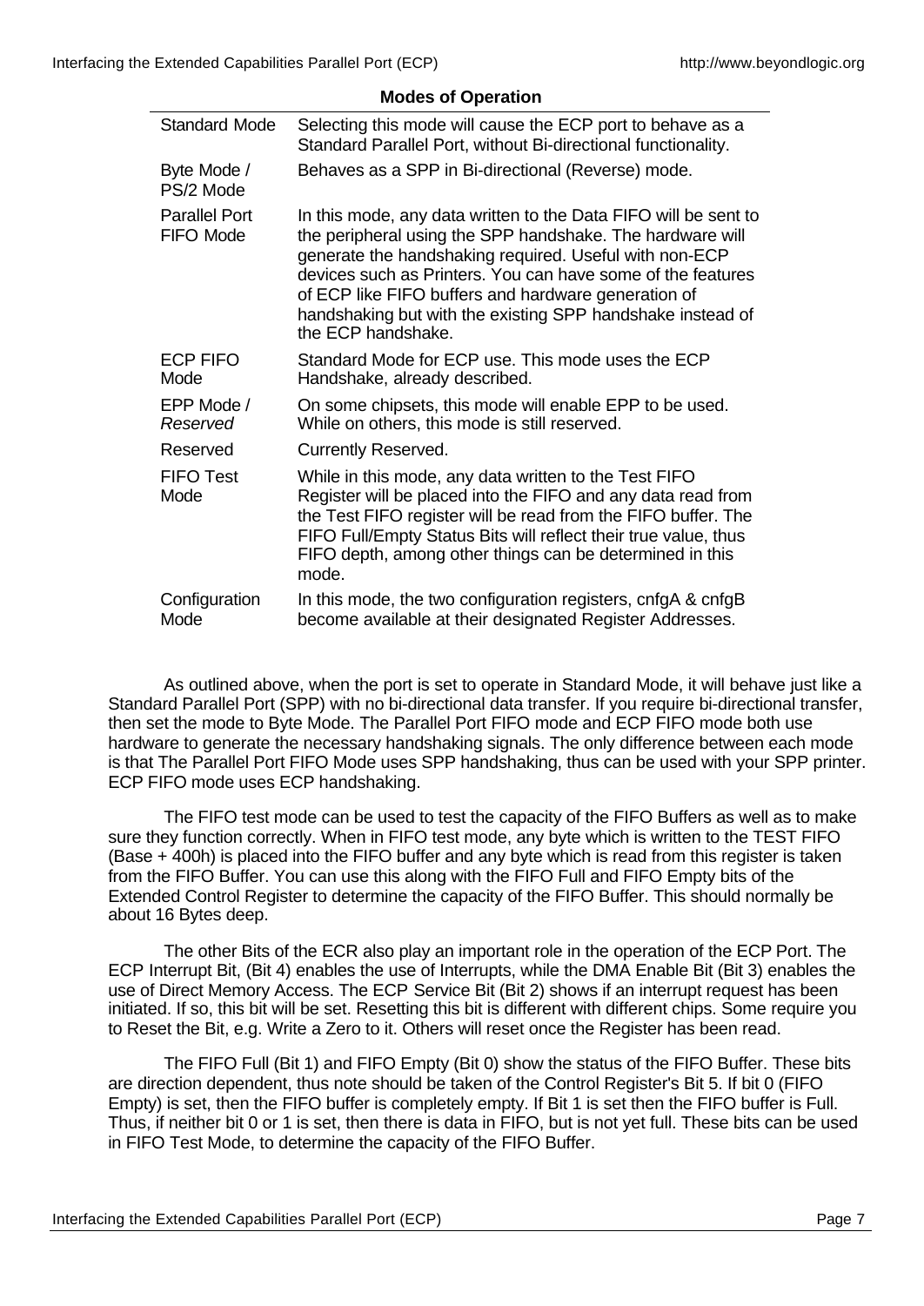**Modes of Operation**

| | |
|---|---|
| Standard Mode | Selecting this mode will cause the ECP port to behave as a Standard Parallel Port, without Bi-directional functionality. |
| Byte Mode / PS/2 Mode | Behaves as a SPP in Bi-directional (Reverse) mode. |
| Parallel Port FIFO Mode | In this mode, any data written to the Data FIFO will be sent to the peripheral using the SPP handshake. The hardware will generate the handshaking required. Useful with non-ECP devices such as Printers. You can have some of the features of ECP like FIFO buffers and hardware generation of handshaking but with the existing SPP handshake instead of the ECP handshake. |
| ECP FIFO Mode | Standard Mode for ECP use. This mode uses the ECP Handshake, already described. |
| EPP Mode / *Reserved* | On some chipsets, this mode will enable EPP to be used. While on others, this mode is still reserved. |
| Reserved | Currently Reserved. |
| FIFO Test Mode | While in this mode, any data written to the Test FIFO Register will be placed into the FIFO and any data read from the Test FIFO register will be read from the FIFO buffer. The FIFO Full/Empty Status Bits will reflect their true value, thus FIFO depth, among other things can be determined in this mode. |
| Configuration Mode | In this mode, the two configuration registers, cnfgA & cnfgB become available at their designated Register Addresses. |

As outlined above, when the port is set to operate in Standard Mode, it will behave just like a Standard Parallel Port (SPP) with no bi-directional data transfer. If you require bi-directional transfer, then set the mode to Byte Mode. The Parallel Port FIFO mode and ECP FIFO mode both use hardware to generate the necessary handshaking signals. The only difference between each mode is that The Parallel Port FIFO Mode uses SPP handshaking, thus can be used with your SPP printer. ECP FIFO mode uses ECP handshaking.

The FIFO test mode can be used to test the capacity of the FIFO Buffers as well as to make sure they function correctly. When in FIFO test mode, any byte which is written to the TEST FIFO (Base + 400h) is placed into the FIFO buffer and any byte which is read from this register is taken from the FIFO Buffer. You can use this along with the FIFO Full and FIFO Empty bits of the Extended Control Register to determine the capacity of the FIFO Buffer. This should normally be about 16 Bytes deep.

The other Bits of the ECR also play an important role in the operation of the ECP Port. The ECP Interrupt Bit, (Bit 4) enables the use of Interrupts, while the DMA Enable Bit (Bit 3) enables the use of Direct Memory Access. The ECP Service Bit (Bit 2) shows if an interrupt request has been initiated. If so, this bit will be set. Resetting this bit is different with different chips. Some require you to Reset the Bit, e.g. Write a Zero to it. Others will reset once the Register has been read.

The FIFO Full (Bit 1) and FIFO Empty (Bit 0) show the status of the FIFO Buffer. These bits are direction dependent, thus note should be taken of the Control Register's Bit 5. If bit 0 (FIFO Empty) is set, then the FIFO buffer is completely empty. If Bit 1 is set then the FIFO buffer is Full. Thus, if neither bit 0 or 1 is set, then there is data in FIFO, but is not yet full. These bits can be used in FIFO Test Mode, to determine the capacity of the FIFO Buffer.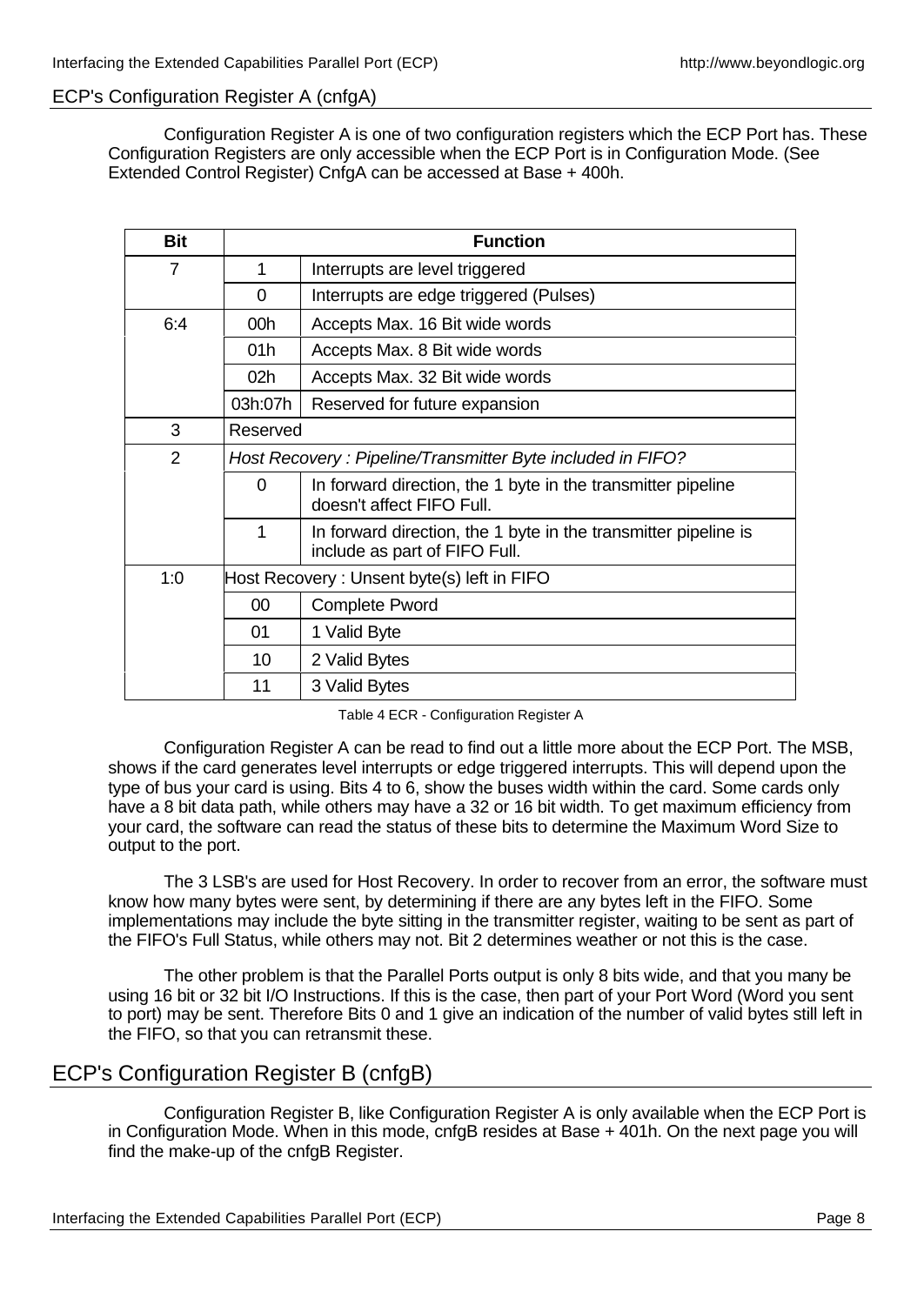## ECP's Configuration Register A (cnfgA)

Configuration Register A is one of two configuration registers which the ECP Port has. These Configuration Registers are only accessible when the ECP Port is in Configuration Mode. (See Extended Control Register) CnfgA can be accessed at Base + 400h.

| Bit | Function | |
|---|---|---|
| 7 | 1 | Interrupts are level triggered |
| | 0 | Interrupts are edge triggered (Pulses) |
| 6:4 | 00h | Accepts Max. 16 Bit wide words |
| | 01h | Accepts Max. 8 Bit wide words |
| | 02h | Accepts Max. 32 Bit wide words |
| | 03h:07h | Reserved for future expansion |
| 3 | Reserved | |
| 2 | *Host Recovery : Pipeline/Transmitter Byte included in FIFO?* | |
| | 0 | In forward direction, the 1 byte in the transmitter pipeline doesn't affect FIFO Full. |
| | 1 | In forward direction, the 1 byte in the transmitter pipeline is include as part of FIFO Full. |
| 1:0 | Host Recovery : Unsent byte(s) left in FIFO | |
| | 00 | Complete Pword |
| | 01 | 1 Valid Byte |
| | 10 | 2 Valid Bytes |
| | 11 | 3 Valid Bytes |

Table 4 ECR - Configuration Register A

Configuration Register A can be read to find out a little more about the ECP Port. The MSB, shows if the card generates level interrupts or edge triggered interrupts. This will depend upon the type of bus your card is using. Bits 4 to 6, show the buses width within the card. Some cards only have a 8 bit data path, while others may have a 32 or 16 bit width. To get maximum efficiency from your card, the software can read the status of these bits to determine the Maximum Word Size to output to the port.

The 3 LSB's are used for Host Recovery. In order to recover from an error, the software must know how many bytes were sent, by determining if there are any bytes left in the FIFO. Some implementations may include the byte sitting in the transmitter register, waiting to be sent as part of the FIFO's Full Status, while others may not. Bit 2 determines weather or not this is the case.

The other problem is that the Parallel Ports output is only 8 bits wide, and that you many be using 16 bit or 32 bit I/O Instructions. If this is the case, then part of your Port Word (Word you sent to port) may be sent. Therefore Bits 0 and 1 give an indication of the number of valid bytes still left in the FIFO, so that you can retransmit these.

## ECP's Configuration Register B (cnfgB)

Configuration Register B, like Configuration Register A is only available when the ECP Port is in Configuration Mode. When in this mode, cnfgB resides at Base + 401h. On the next page you will find the make-up of the cnfgB Register.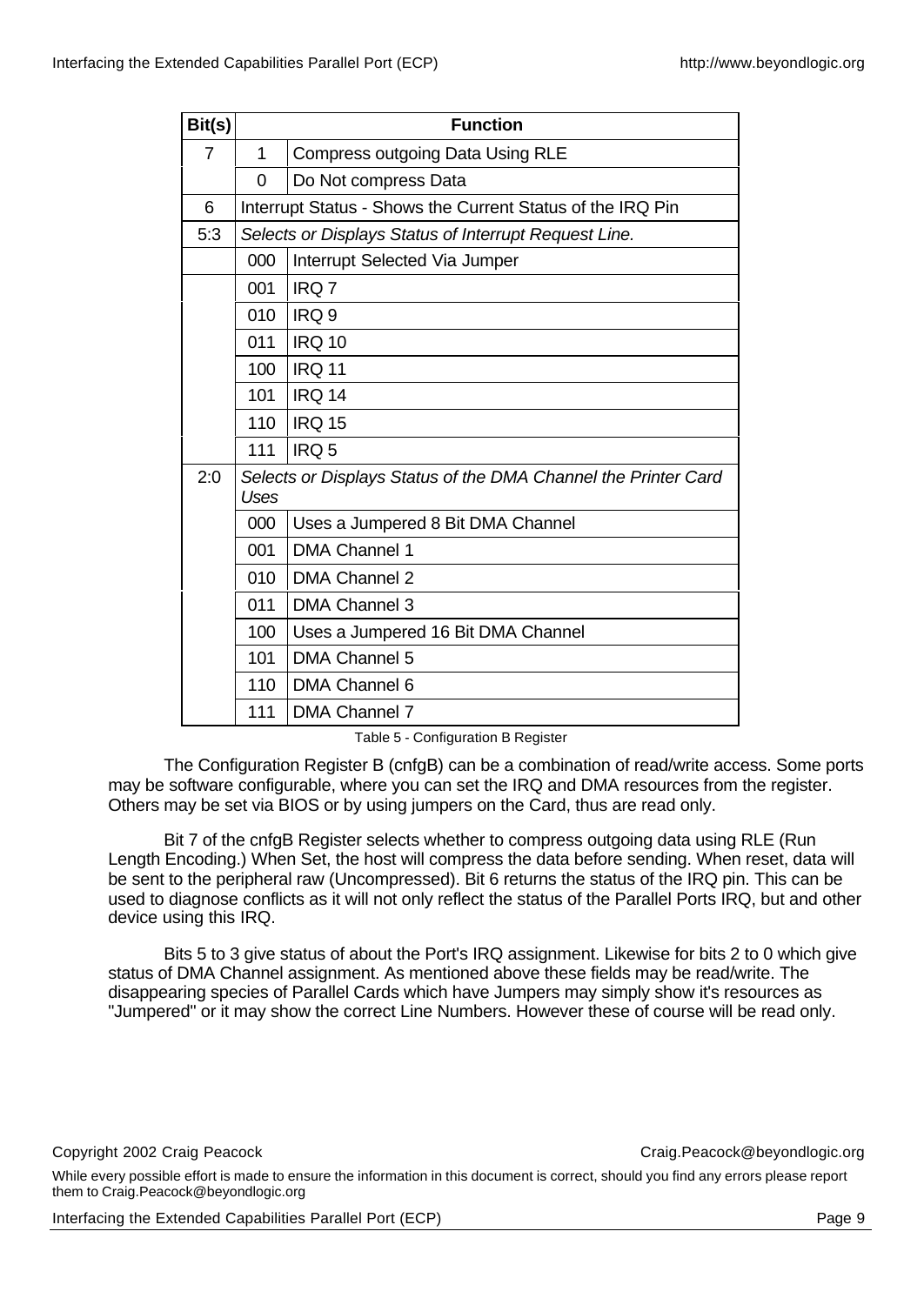| Bit(s) | Function | |
|---|---|---|
| 7 | 1 | Compress outgoing Data Using RLE |
| | 0 | Do Not compress Data |
| 6 | Interrupt Status - Shows the Current Status of the IRQ Pin | |
| 5:3 | *Selects or Displays Status of Interrupt Request Line.* | |
| | 000 | Interrupt Selected Via Jumper |
| | 001 | IRQ 7 |
| | 010 | IRQ 9 |
| | 011 | IRQ 10 |
| | 100 | IRQ 11 |
| | 101 | IRQ 14 |
| | 110 | IRQ 15 |
| | 111 | IRQ 5 |
| 2:0 | *Selects or Displays Status of the DMA Channel the Printer Card Uses* | |
| | 000 | Uses a Jumpered 8 Bit DMA Channel |
| | 001 | DMA Channel 1 |
| | 010 | DMA Channel 2 |
| | 011 | DMA Channel 3 |
| | 100 | Uses a Jumpered 16 Bit DMA Channel |
| | 101 | DMA Channel 5 |
| | 110 | DMA Channel 6 |
| | 111 | DMA Channel 7 |

Table 5 - Configuration B Register

The Configuration Register B (cnfgB) can be a combination of read/write access. Some ports may be software configurable, where you can set the IRQ and DMA resources from the register. Others may be set via BIOS or by using jumpers on the Card, thus are read only.

Bit 7 of the cnfgB Register selects whether to compress outgoing data using RLE (Run Length Encoding.) When Set, the host will compress the data before sending. When reset, data will be sent to the peripheral raw (Uncompressed). Bit 6 returns the status of the IRQ pin. This can be used to diagnose conflicts as it will not only reflect the status of the Parallel Ports IRQ, but and other device using this IRQ.

Bits 5 to 3 give status of about the Port's IRQ assignment. Likewise for bits 2 to 0 which give status of DMA Channel assignment. As mentioned above these fields may be read/write. The disappearing species of Parallel Cards which have Jumpers may simply show it's resources as "Jumpered" or it may show the correct Line Numbers. However these of course will be read only.